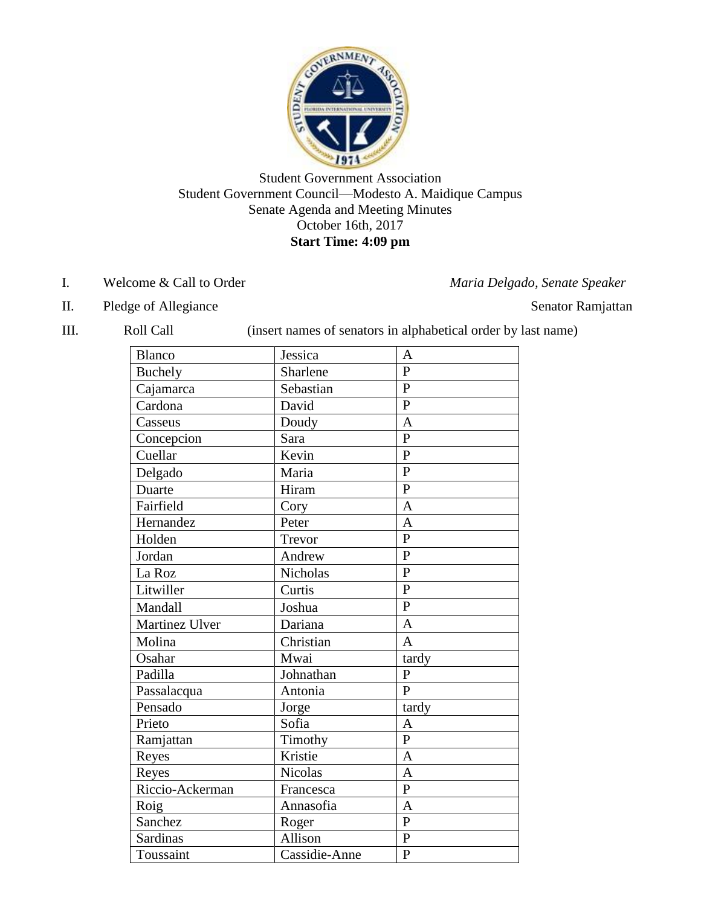Student Government Association
Student Government Council—Modesto A. Maidique Campus
Senate Agenda and Meeting Minutes
October 16th, 2017
**Start Time: 4:09 pm**

I. Welcome & Call to Order — *Maria Delgado, Senate Speaker*

II. Pledge of Allegiance — Senator Ramjattan

III. Roll Call (insert names of senators in alphabetical order by last name)

| | | |
|---|---|---|
| Blanco | Jessica | A |
| Buchely | Sharlene | P |
| Cajamarca | Sebastian | P |
| Cardona | David | P |
| Casseus | Doudy | A |
| Concepcion | Sara | P |
| Cuellar | Kevin | P |
| Delgado | Maria | P |
| Duarte | Hiram | P |
| Fairfield | Cory | A |
| Hernandez | Peter | A |
| Holden | Trevor | P |
| Jordan | Andrew | P |
| La Roz | Nicholas | P |
| Litwiller | Curtis | P |
| Mandall | Joshua | P |
| Martinez Ulver | Dariana | A |
| Molina | Christian | A |
| Osahar | Mwai | tardy |
| Padilla | Johnathan | P |
| Passalacqua | Antonia | P |
| Pensado | Jorge | tardy |
| Prieto | Sofia | A |
| Ramjattan | Timothy | P |
| Reyes | Kristie | A |
| Reyes | Nicolas | A |
| Riccio-Ackerman | Francesca | P |
| Roig | Annasofia | A |
| Sanchez | Roger | P |
| Sardinas | Allison | P |
| Toussaint | Cassidie-Anne | P |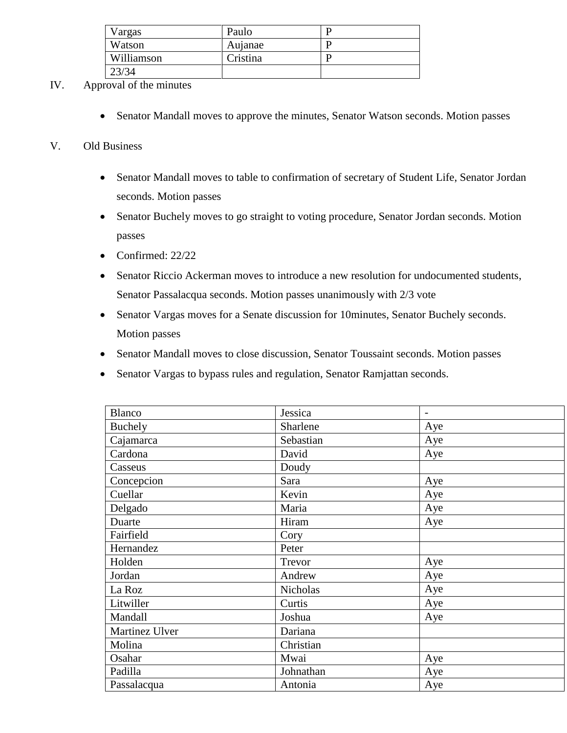| Vargas | Paulo | P |
|---|---|---|
| Watson | Aujanae | P |
| Williamson | Cristina | P |
| 23/34 | | |

IV. Approval of the minutes

- Senator Mandall moves to approve the minutes, Senator Watson seconds. Motion passes

V. Old Business

- Senator Mandall moves to table to confirmation of secretary of Student Life, Senator Jordan seconds. Motion passes
- Senator Buchely moves to go straight to voting procedure, Senator Jordan seconds. Motion passes
- Confirmed: 22/22
- Senator Riccio Ackerman moves to introduce a new resolution for undocumented students, Senator Passalacqua seconds. Motion passes unanimously with 2/3 vote
- Senator Vargas moves for a Senate discussion for 10minutes, Senator Buchely seconds. Motion passes
- Senator Mandall moves to close discussion, Senator Toussaint seconds. Motion passes
- Senator Vargas to bypass rules and regulation, Senator Ramjattan seconds.

| Blanco | Jessica | - |
|---|---|---|
| Buchely | Sharlene | Aye |
| Cajamarca | Sebastian | Aye |
| Cardona | David | Aye |
| Casseus | Doudy | |
| Concepcion | Sara | Aye |
| Cuellar | Kevin | Aye |
| Delgado | Maria | Aye |
| Duarte | Hiram | Aye |
| Fairfield | Cory | |
| Hernandez | Peter | |
| Holden | Trevor | Aye |
| Jordan | Andrew | Aye |
| La Roz | Nicholas | Aye |
| Litwiller | Curtis | Aye |
| Mandall | Joshua | Aye |
| Martinez Ulver | Dariana | |
| Molina | Christian | |
| Osahar | Mwai | Aye |
| Padilla | Johnathan | Aye |
| Passalacqua | Antonia | Aye |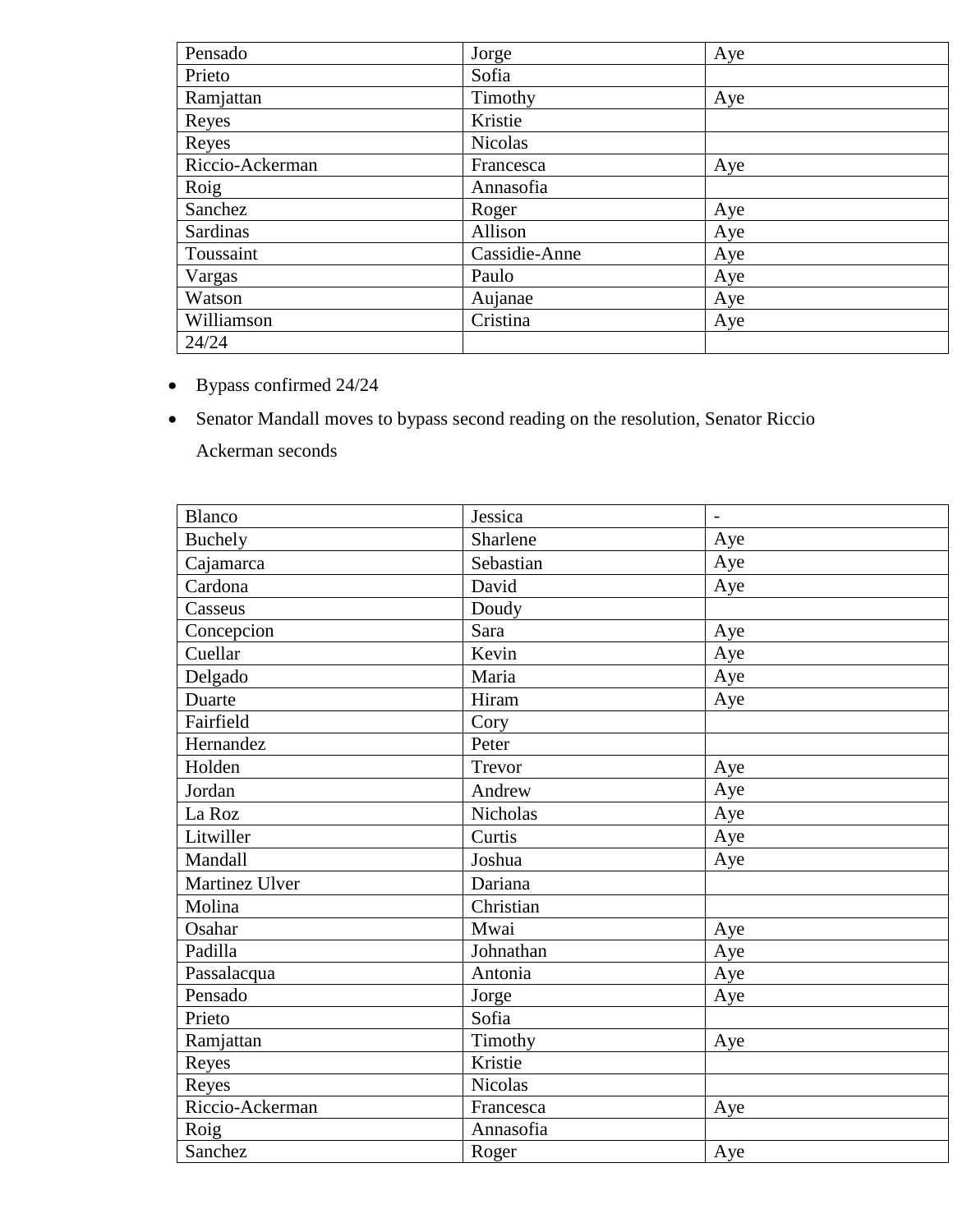| Pensado | Jorge | Aye |
| --- | --- | --- |
| Prieto | Sofia | |
| Ramjattan | Timothy | Aye |
| Reyes | Kristie | |
| Reyes | Nicolas | |
| Riccio-Ackerman | Francesca | Aye |
| Roig | Annasofia | |
| Sanchez | Roger | Aye |
| Sardinas | Allison | Aye |
| Toussaint | Cassidie-Anne | Aye |
| Vargas | Paulo | Aye |
| Watson | Aujanae | Aye |
| Williamson | Cristina | Aye |
| 24/24 | | |

- Bypass confirmed 24/24
- Senator Mandall moves to bypass second reading on the resolution, Senator Riccio Ackerman seconds

| Blanco | Jessica | - |
| --- | --- | --- |
| Buchely | Sharlene | Aye |
| Cajamarca | Sebastian | Aye |
| Cardona | David | Aye |
| Casseus | Doudy | |
| Concepcion | Sara | Aye |
| Cuellar | Kevin | Aye |
| Delgado | Maria | Aye |
| Duarte | Hiram | Aye |
| Fairfield | Cory | |
| Hernandez | Peter | |
| Holden | Trevor | Aye |
| Jordan | Andrew | Aye |
| La Roz | Nicholas | Aye |
| Litwiller | Curtis | Aye |
| Mandall | Joshua | Aye |
| Martinez Ulver | Dariana | |
| Molina | Christian | |
| Osahar | Mwai | Aye |
| Padilla | Johnathan | Aye |
| Passalacqua | Antonia | Aye |
| Pensado | Jorge | Aye |
| Prieto | Sofia | |
| Ramjattan | Timothy | Aye |
| Reyes | Kristie | |
| Reyes | Nicolas | |
| Riccio-Ackerman | Francesca | Aye |
| Roig | Annasofia | |
| Sanchez | Roger | Aye |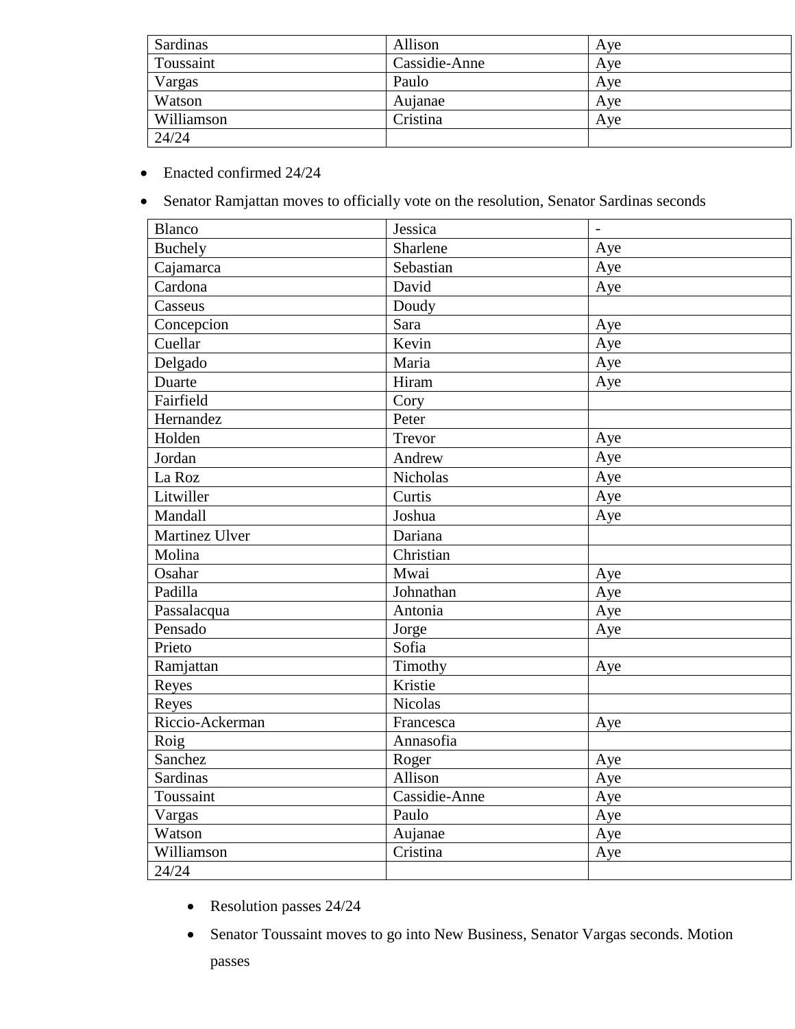| Sardinas | Allison | Aye |
| --- | --- | --- |
| Toussaint | Cassidie-Anne | Aye |
| Vargas | Paulo | Aye |
| Watson | Aujanae | Aye |
| Williamson | Cristina | Aye |
| 24/24 | | |

- Enacted confirmed 24/24
- Senator Ramjattan moves to officially vote on the resolution, Senator Sardinas seconds

| Blanco | Jessica | - |
| --- | --- | --- |
| Buchely | Sharlene | Aye |
| Cajamarca | Sebastian | Aye |
| Cardona | David | Aye |
| Casseus | Doudy | |
| Concepcion | Sara | Aye |
| Cuellar | Kevin | Aye |
| Delgado | Maria | Aye |
| Duarte | Hiram | Aye |
| Fairfield | Cory | |
| Hernandez | Peter | |
| Holden | Trevor | Aye |
| Jordan | Andrew | Aye |
| La Roz | Nicholas | Aye |
| Litwiller | Curtis | Aye |
| Mandall | Joshua | Aye |
| Martinez Ulver | Dariana | |
| Molina | Christian | |
| Osahar | Mwai | Aye |
| Padilla | Johnathan | Aye |
| Passalacqua | Antonia | Aye |
| Pensado | Jorge | Aye |
| Prieto | Sofia | |
| Ramjattan | Timothy | Aye |
| Reyes | Kristie | |
| Reyes | Nicolas | |
| Riccio-Ackerman | Francesca | Aye |
| Roig | Annasofia | |
| Sanchez | Roger | Aye |
| Sardinas | Allison | Aye |
| Toussaint | Cassidie-Anne | Aye |
| Vargas | Paulo | Aye |
| Watson | Aujanae | Aye |
| Williamson | Cristina | Aye |
| 24/24 | | |

  - Resolution passes 24/24
  - Senator Toussaint moves to go into New Business, Senator Vargas seconds. Motion passes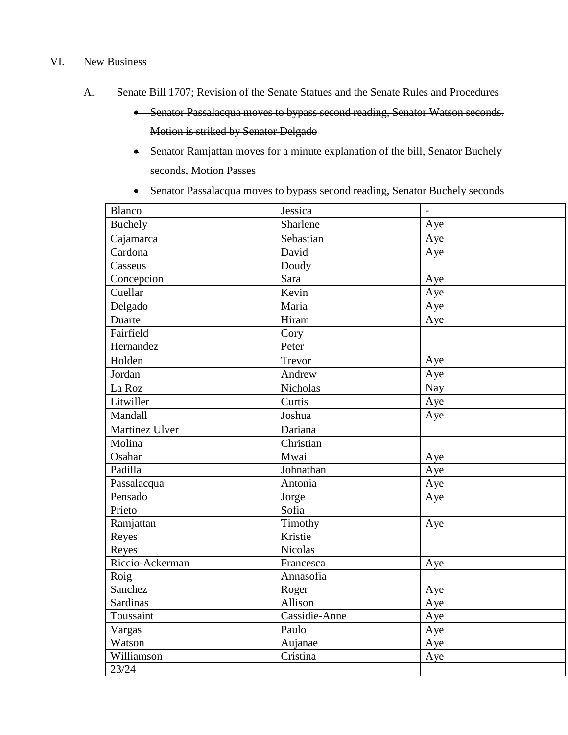VI. New Business

A. Senate Bill 1707; Revision of the Senate Statues and the Senate Rules and Procedures

- ~~Senator Passalacqua moves to bypass second reading, Senator Watson seconds. Motion is striked by Senator Delgado~~
- Senator Ramjattan moves for a minute explanation of the bill, Senator Buchely seconds, Motion Passes
- Senator Passalacqua moves to bypass second reading, Senator Buchely seconds

| | | |
|---|---|---|
| Blanco | Jessica | - |
| Buchely | Sharlene | Aye |
| Cajamarca | Sebastian | Aye |
| Cardona | David | Aye |
| Casseus | Doudy | |
| Concepcion | Sara | Aye |
| Cuellar | Kevin | Aye |
| Delgado | Maria | Aye |
| Duarte | Hiram | Aye |
| Fairfield | Cory | |
| Hernandez | Peter | |
| Holden | Trevor | Aye |
| Jordan | Andrew | Aye |
| La Roz | Nicholas | Nay |
| Litwiller | Curtis | Aye |
| Mandall | Joshua | Aye |
| Martinez Ulver | Dariana | |
| Molina | Christian | |
| Osahar | Mwai | Aye |
| Padilla | Johnathan | Aye |
| Passalacqua | Antonia | Aye |
| Pensado | Jorge | Aye |
| Prieto | Sofia | |
| Ramjattan | Timothy | Aye |
| Reyes | Kristie | |
| Reyes | Nicolas | |
| Riccio-Ackerman | Francesca | Aye |
| Roig | Annasofia | |
| Sanchez | Roger | Aye |
| Sardinas | Allison | Aye |
| Toussaint | Cassidie-Anne | Aye |
| Vargas | Paulo | Aye |
| Watson | Aujanae | Aye |
| Williamson | Cristina | Aye |
| 23/24 | | |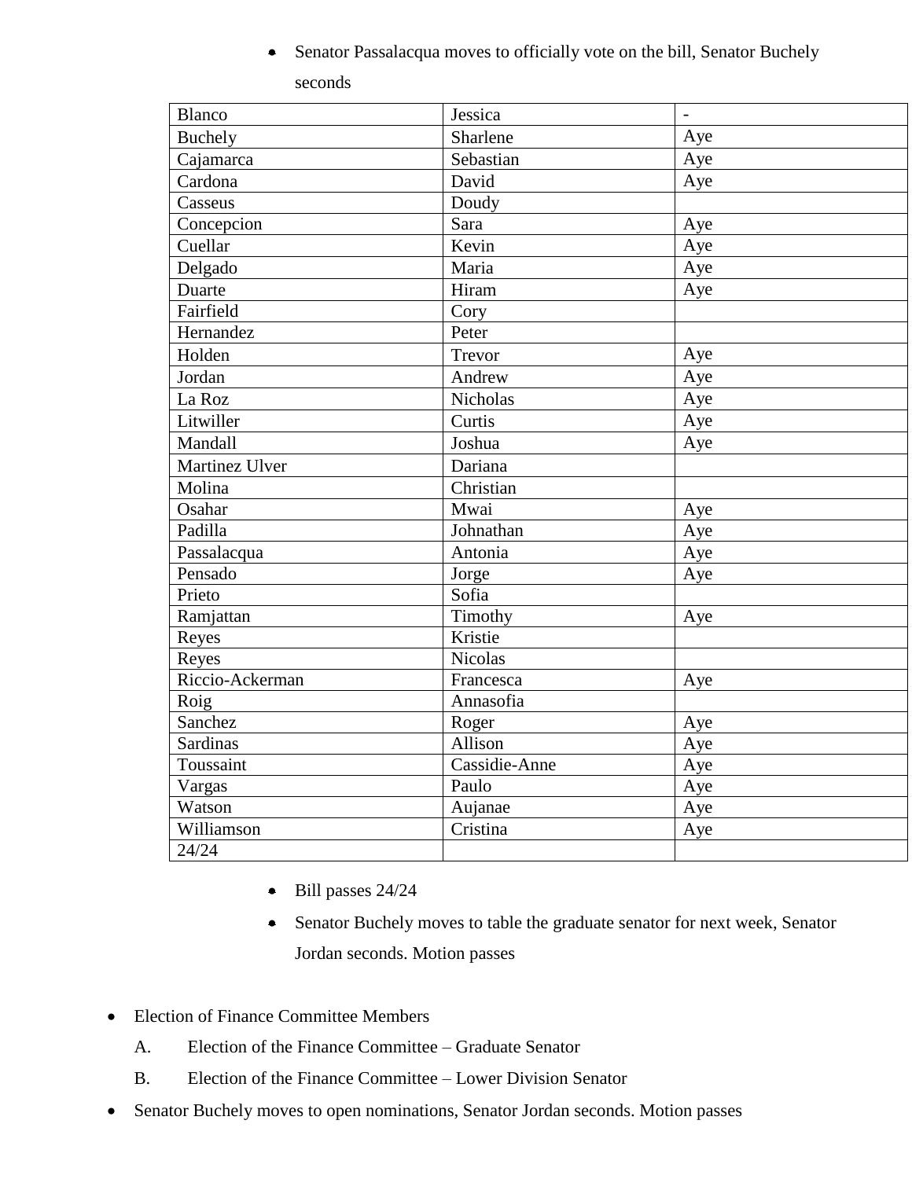- Senator Passalacqua moves to officially vote on the bill, Senator Buchely seconds

| Blanco | Jessica | - |
|---|---|---|
| Buchely | Sharlene | Aye |
| Cajamarca | Sebastian | Aye |
| Cardona | David | Aye |
| Casseus | Doudy | |
| Concepcion | Sara | Aye |
| Cuellar | Kevin | Aye |
| Delgado | Maria | Aye |
| Duarte | Hiram | Aye |
| Fairfield | Cory | |
| Hernandez | Peter | |
| Holden | Trevor | Aye |
| Jordan | Andrew | Aye |
| La Roz | Nicholas | Aye |
| Litwiller | Curtis | Aye |
| Mandall | Joshua | Aye |
| Martinez Ulver | Dariana | |
| Molina | Christian | |
| Osahar | Mwai | Aye |
| Padilla | Johnathan | Aye |
| Passalacqua | Antonia | Aye |
| Pensado | Jorge | Aye |
| Prieto | Sofia | |
| Ramjattan | Timothy | Aye |
| Reyes | Kristie | |
| Reyes | Nicolas | |
| Riccio-Ackerman | Francesca | Aye |
| Roig | Annasofia | |
| Sanchez | Roger | Aye |
| Sardinas | Allison | Aye |
| Toussaint | Cassidie-Anne | Aye |
| Vargas | Paulo | Aye |
| Watson | Aujanae | Aye |
| Williamson | Cristina | Aye |
| 24/24 | | |

- Bill passes 24/24
- Senator Buchely moves to table the graduate senator for next week, Senator Jordan seconds. Motion passes

- Election of Finance Committee Members
  - A. Election of the Finance Committee – Graduate Senator
  - B. Election of the Finance Committee – Lower Division Senator
- Senator Buchely moves to open nominations, Senator Jordan seconds. Motion passes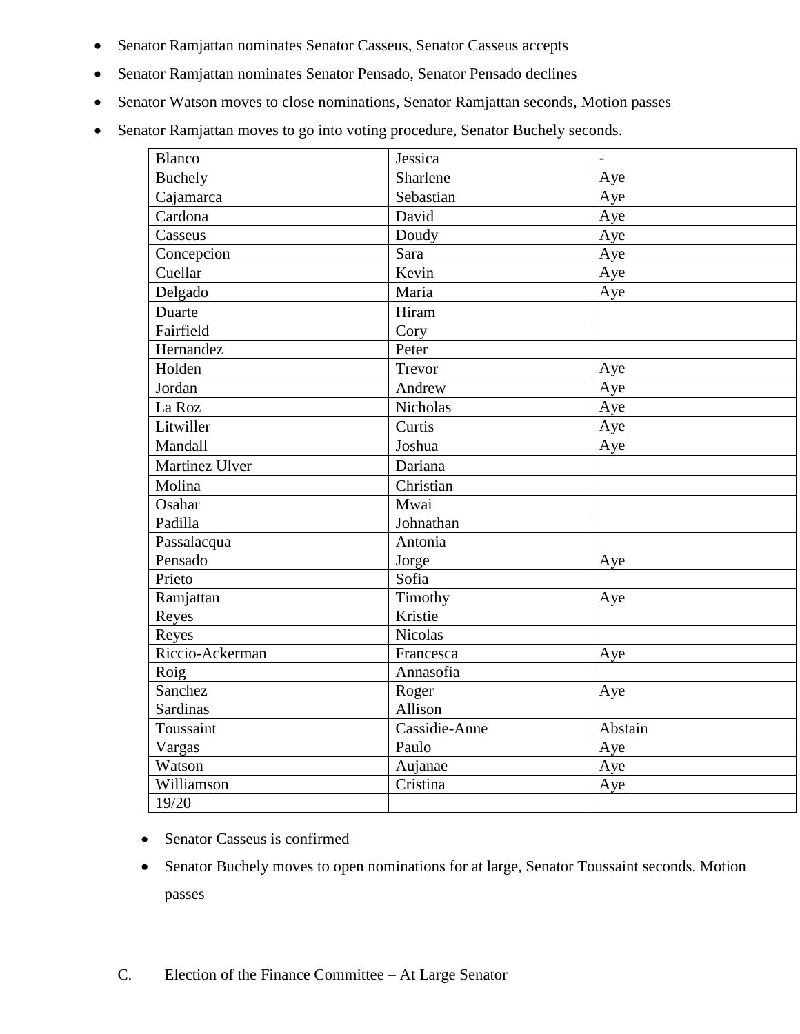- Senator Ramjattan nominates Senator Casseus, Senator Casseus accepts
- Senator Ramjattan nominates Senator Pensado, Senator Pensado declines
- Senator Watson moves to close nominations, Senator Ramjattan seconds, Motion passes
- Senator Ramjattan moves to go into voting procedure, Senator Buchely seconds.

| Blanco | Jessica | - |
|---|---|---|
| Buchely | Sharlene | Aye |
| Cajamarca | Sebastian | Aye |
| Cardona | David | Aye |
| Casseus | Doudy | Aye |
| Concepcion | Sara | Aye |
| Cuellar | Kevin | Aye |
| Delgado | Maria | Aye |
| Duarte | Hiram | |
| Fairfield | Cory | |
| Hernandez | Peter | |
| Holden | Trevor | Aye |
| Jordan | Andrew | Aye |
| La Roz | Nicholas | Aye |
| Litwiller | Curtis | Aye |
| Mandall | Joshua | Aye |
| Martinez Ulver | Dariana | |
| Molina | Christian | |
| Osahar | Mwai | |
| Padilla | Johnathan | |
| Passalacqua | Antonia | |
| Pensado | Jorge | Aye |
| Prieto | Sofia | |
| Ramjattan | Timothy | Aye |
| Reyes | Kristie | |
| Reyes | Nicolas | |
| Riccio-Ackerman | Francesca | Aye |
| Roig | Annasofia | |
| Sanchez | Roger | Aye |
| Sardinas | Allison | |
| Toussaint | Cassidie-Anne | Abstain |
| Vargas | Paulo | Aye |
| Watson | Aujanae | Aye |
| Williamson | Cristina | Aye |
| 19/20 | | |

- Senator Casseus is confirmed
- Senator Buchely moves to open nominations for at large, Senator Toussaint seconds. Motion passes

C. Election of the Finance Committee – At Large Senator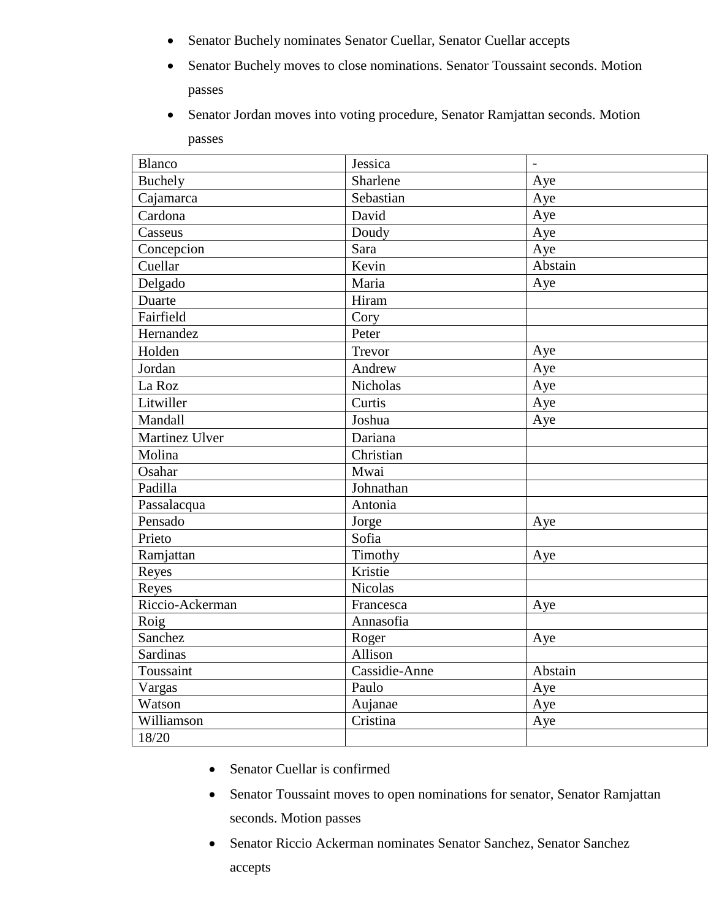- Senator Buchely nominates Senator Cuellar, Senator Cuellar accepts
- Senator Buchely moves to close nominations. Senator Toussaint seconds. Motion passes
- Senator Jordan moves into voting procedure, Senator Ramjattan seconds. Motion passes

| Blanco | Jessica | - |
|---|---|---|
| Buchely | Sharlene | Aye |
| Cajamarca | Sebastian | Aye |
| Cardona | David | Aye |
| Casseus | Doudy | Aye |
| Concepcion | Sara | Aye |
| Cuellar | Kevin | Abstain |
| Delgado | Maria | Aye |
| Duarte | Hiram | |
| Fairfield | Cory | |
| Hernandez | Peter | |
| Holden | Trevor | Aye |
| Jordan | Andrew | Aye |
| La Roz | Nicholas | Aye |
| Litwiller | Curtis | Aye |
| Mandall | Joshua | Aye |
| Martinez Ulver | Dariana | |
| Molina | Christian | |
| Osahar | Mwai | |
| Padilla | Johnathan | |
| Passalacqua | Antonia | |
| Pensado | Jorge | Aye |
| Prieto | Sofia | |
| Ramjattan | Timothy | Aye |
| Reyes | Kristie | |
| Reyes | Nicolas | |
| Riccio-Ackerman | Francesca | Aye |
| Roig | Annasofia | |
| Sanchez | Roger | Aye |
| Sardinas | Allison | |
| Toussaint | Cassidie-Anne | Abstain |
| Vargas | Paulo | Aye |
| Watson | Aujanae | Aye |
| Williamson | Cristina | Aye |
| 18/20 | | |

- Senator Cuellar is confirmed
- Senator Toussaint moves to open nominations for senator, Senator Ramjattan seconds. Motion passes
- Senator Riccio Ackerman nominates Senator Sanchez, Senator Sanchez accepts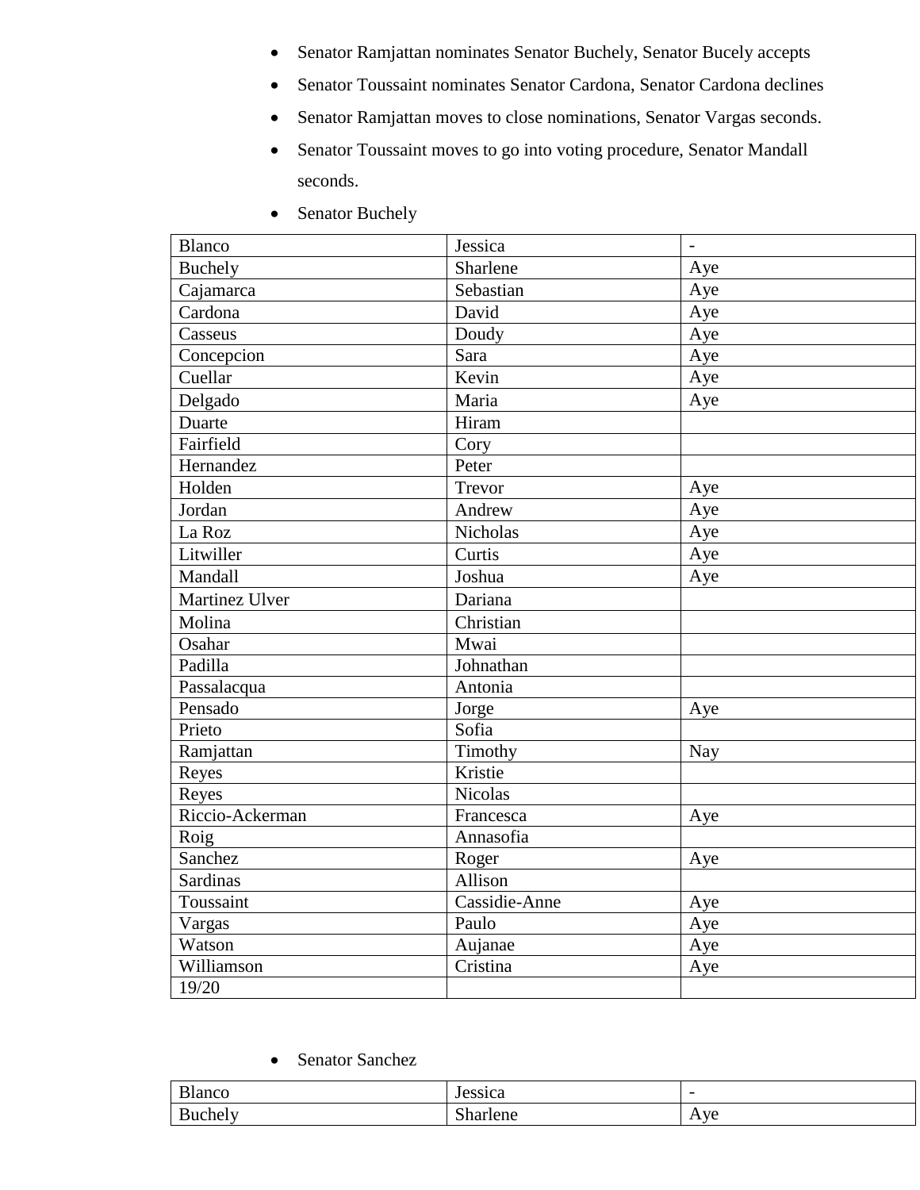- Senator Ramjattan nominates Senator Buchely, Senator Bucely accepts
- Senator Toussaint nominates Senator Cardona, Senator Cardona declines
- Senator Ramjattan moves to close nominations, Senator Vargas seconds.
- Senator Toussaint moves to go into voting procedure, Senator Mandall seconds.
- Senator Buchely

| Blanco | Jessica | - |
|---|---|---|
| Buchely | Sharlene | Aye |
| Cajamarca | Sebastian | Aye |
| Cardona | David | Aye |
| Casseus | Doudy | Aye |
| Concepcion | Sara | Aye |
| Cuellar | Kevin | Aye |
| Delgado | Maria | Aye |
| Duarte | Hiram | |
| Fairfield | Cory | |
| Hernandez | Peter | |
| Holden | Trevor | Aye |
| Jordan | Andrew | Aye |
| La Roz | Nicholas | Aye |
| Litwiller | Curtis | Aye |
| Mandall | Joshua | Aye |
| Martinez Ulver | Dariana | |
| Molina | Christian | |
| Osahar | Mwai | |
| Padilla | Johnathan | |
| Passalacqua | Antonia | |
| Pensado | Jorge | Aye |
| Prieto | Sofia | |
| Ramjattan | Timothy | Nay |
| Reyes | Kristie | |
| Reyes | Nicolas | |
| Riccio-Ackerman | Francesca | Aye |
| Roig | Annasofia | |
| Sanchez | Roger | Aye |
| Sardinas | Allison | |
| Toussaint | Cassidie-Anne | Aye |
| Vargas | Paulo | Aye |
| Watson | Aujanae | Aye |
| Williamson | Cristina | Aye |
| 19/20 | | |

- Senator Sanchez

| Blanco | Jessica | - |
|---|---|---|
| Buchely | Sharlene | Aye |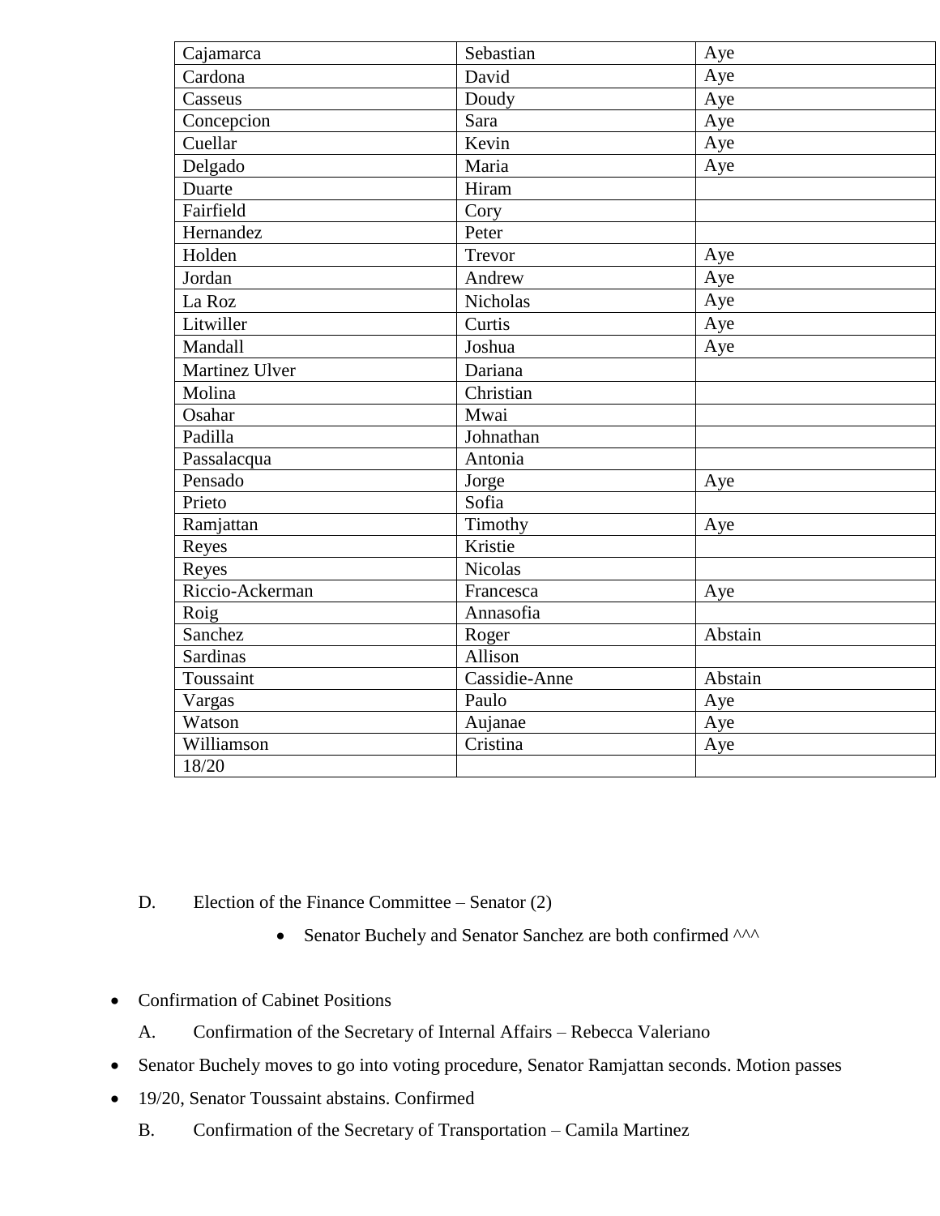| Cajamarca | Sebastian | Aye |
|---|---|---|
| Cardona | David | Aye |
| Casseus | Doudy | Aye |
| Concepcion | Sara | Aye |
| Cuellar | Kevin | Aye |
| Delgado | Maria | Aye |
| Duarte | Hiram | |
| Fairfield | Cory | |
| Hernandez | Peter | |
| Holden | Trevor | Aye |
| Jordan | Andrew | Aye |
| La Roz | Nicholas | Aye |
| Litwiller | Curtis | Aye |
| Mandall | Joshua | Aye |
| Martinez Ulver | Dariana | |
| Molina | Christian | |
| Osahar | Mwai | |
| Padilla | Johnathan | |
| Passalacqua | Antonia | |
| Pensado | Jorge | Aye |
| Prieto | Sofia | |
| Ramjattan | Timothy | Aye |
| Reyes | Kristie | |
| Reyes | Nicolas | |
| Riccio-Ackerman | Francesca | Aye |
| Roig | Annasofia | |
| Sanchez | Roger | Abstain |
| Sardinas | Allison | |
| Toussaint | Cassidie-Anne | Abstain |
| Vargas | Paulo | Aye |
| Watson | Aujanae | Aye |
| Williamson | Cristina | Aye |
| 18/20 | | |

D. Election of the Finance Committee – Senator (2)

- Senator Buchely and Senator Sanchez are both confirmed ^^^

- Confirmation of Cabinet Positions

  A. Confirmation of the Secretary of Internal Affairs – Rebecca Valeriano

- Senator Buchely moves to go into voting procedure, Senator Ramjattan seconds. Motion passes
- 19/20, Senator Toussaint abstains. Confirmed

  B. Confirmation of the Secretary of Transportation – Camila Martinez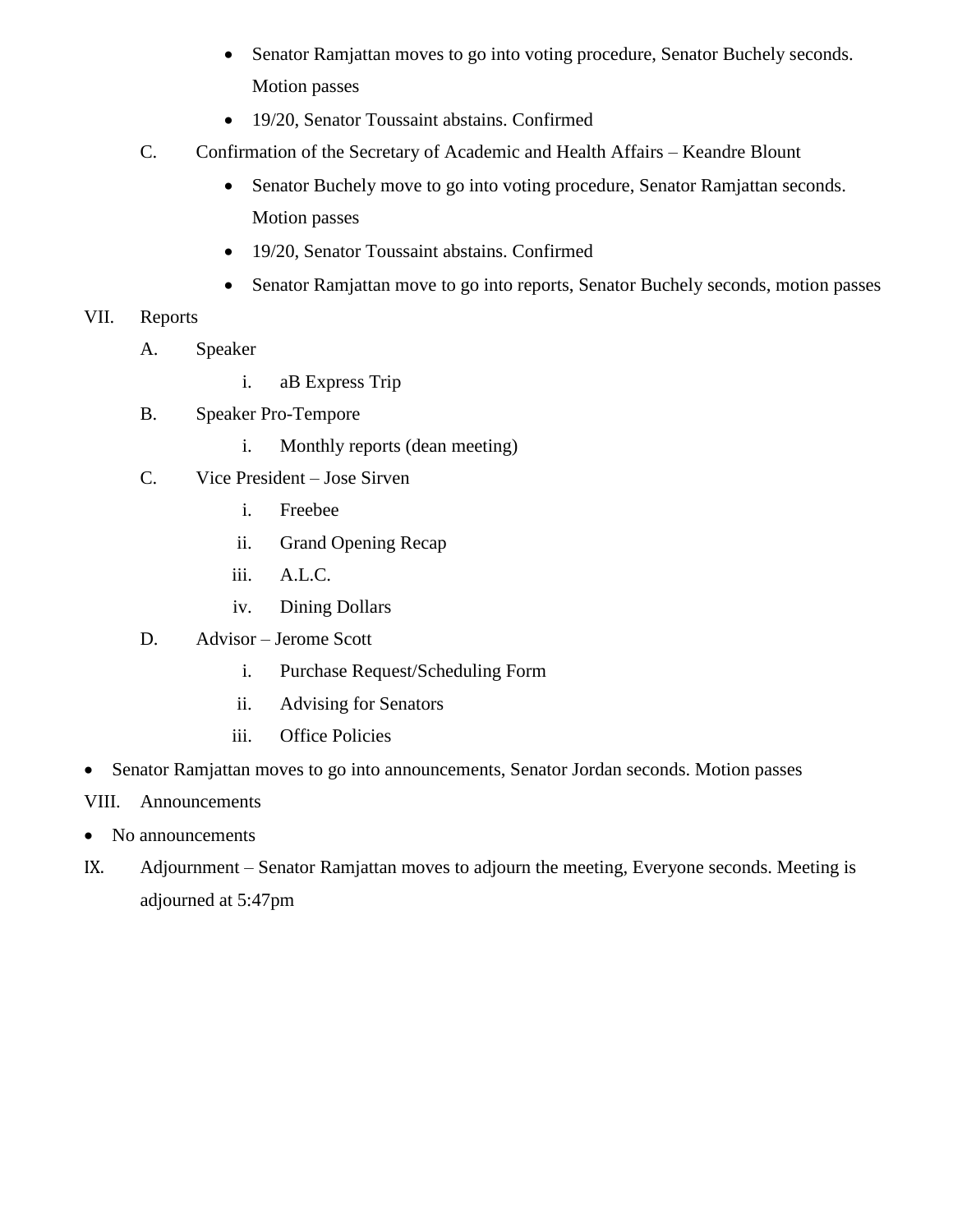- Senator Ramjattan moves to go into voting procedure, Senator Buchely seconds. Motion passes
- 19/20, Senator Toussaint abstains. Confirmed

C. Confirmation of the Secretary of Academic and Health Affairs – Keandre Blount

- Senator Buchely move to go into voting procedure, Senator Ramjattan seconds. Motion passes
- 19/20, Senator Toussaint abstains. Confirmed
- Senator Ramjattan move to go into reports, Senator Buchely seconds, motion passes

VII. Reports

A. Speaker

i. aB Express Trip

B. Speaker Pro-Tempore

i. Monthly reports (dean meeting)

C. Vice President – Jose Sirven

i. Freebee

ii. Grand Opening Recap

iii. A.L.C.

iv. Dining Dollars

D. Advisor – Jerome Scott

i. Purchase Request/Scheduling Form

ii. Advising for Senators

iii. Office Policies

- Senator Ramjattan moves to go into announcements, Senator Jordan seconds. Motion passes

VIII. Announcements

- No announcements

IX. Adjournment – Senator Ramjattan moves to adjourn the meeting, Everyone seconds. Meeting is adjourned at 5:47pm